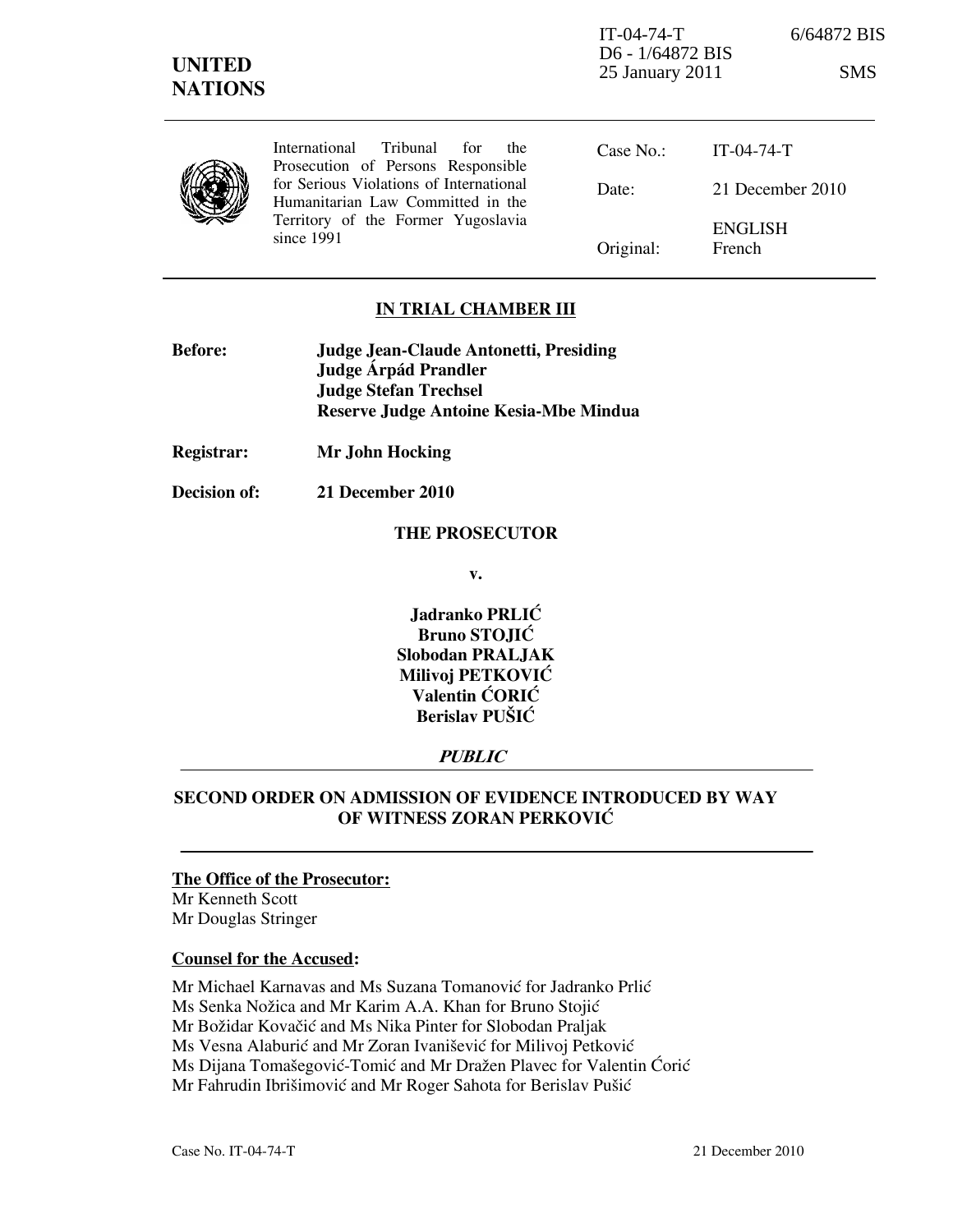IT-04-74-T 6/64872 BIS
D6 - 1/64872 BIS
25 January 2011 SMS

**UNITED NATIONS**

International Tribunal for the Prosecution of Persons Responsible for Serious Violations of International Humanitarian Law Committed in the Territory of the Former Yugoslavia since 1991

| | |
|---|---|
| Case No.: | IT-04-74-T |
| Date: | 21 December 2010 |
| Original: | ENGLISH French |

**IN TRIAL CHAMBER III**

**Before:** **Judge Jean-Claude Antonetti, Presiding**
**Judge Árpád Prandler**
**Judge Stefan Trechsel**
**Reserve Judge Antoine Kesia-Mbe Mindua**

**Registrar:** **Mr John Hocking**

**Decision of:** **21 December 2010**

**THE PROSECUTOR**

**v.**

**Jadranko PRLIĆ**
**Bruno STOJIĆ**
**Slobodan PRALJAK**
**Milivoj PETKOVIĆ**
**Valentin ĆORIĆ**
**Berislav PUŠIĆ**

***PUBLIC***

**SECOND ORDER ON ADMISSION OF EVIDENCE INTRODUCED BY WAY OF WITNESS ZORAN PERKOVIĆ**

**The Office of the Prosecutor:**
Mr Kenneth Scott
Mr Douglas Stringer

**Counsel for the Accused:**

Mr Michael Karnavas and Ms Suzana Tomanović for Jadranko Prlić
Ms Senka Nožica and Mr Karim A.A. Khan for Bruno Stojić
Mr Božidar Kovačić and Ms Nika Pinter for Slobodan Praljak
Ms Vesna Alaburić and Mr Zoran Ivanišević for Milivoj Petković
Ms Dijana Tomašegović-Tomić and Mr Dražen Plavec for Valentin Ćorić
Mr Fahrudin Ibrišimović and Mr Roger Sahota for Berislav Pušić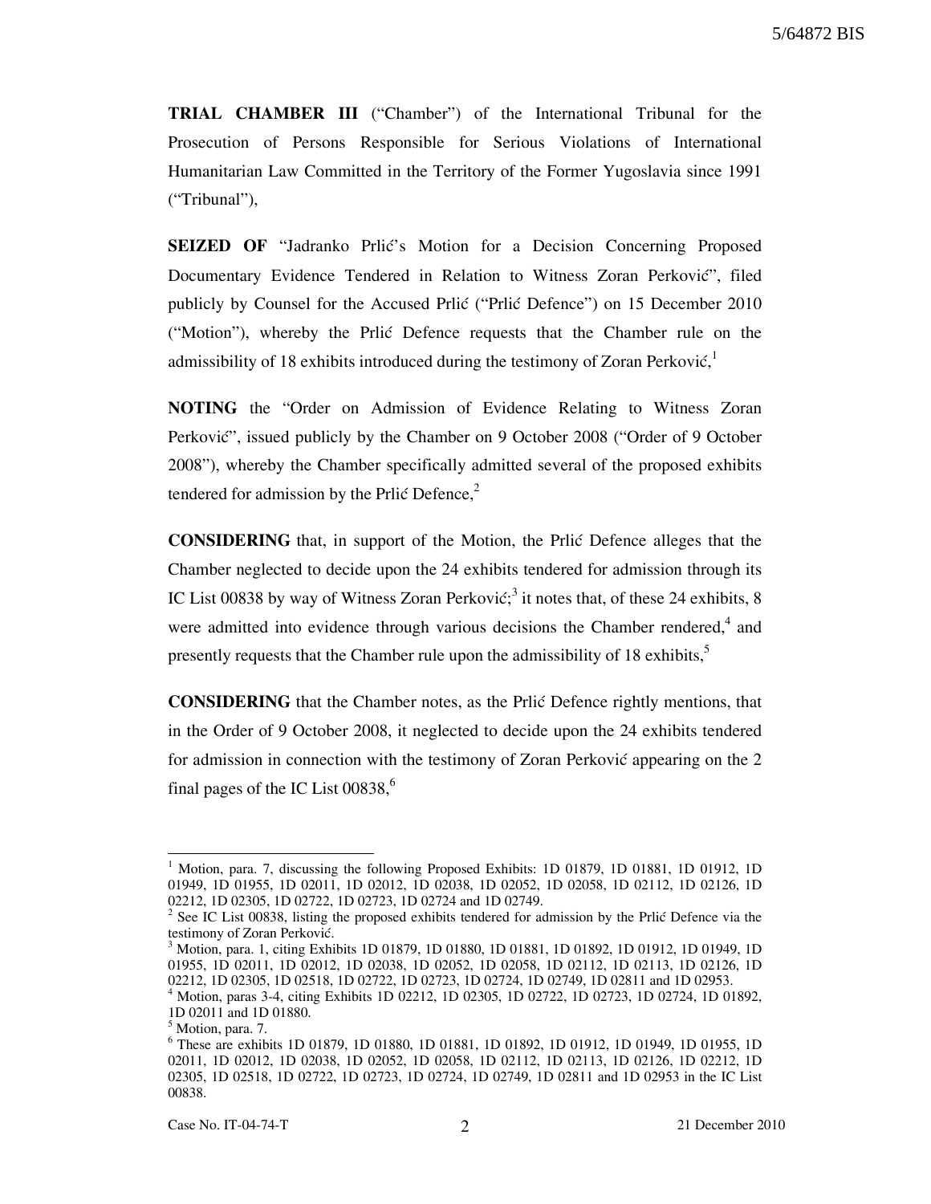**TRIAL CHAMBER III** ("Chamber") of the International Tribunal for the Prosecution of Persons Responsible for Serious Violations of International Humanitarian Law Committed in the Territory of the Former Yugoslavia since 1991 ("Tribunal"),

**SEIZED OF** "Jadranko Prlić's Motion for a Decision Concerning Proposed Documentary Evidence Tendered in Relation to Witness Zoran Perković", filed publicly by Counsel for the Accused Prlić ("Prlić Defence") on 15 December 2010 ("Motion"), whereby the Prlić Defence requests that the Chamber rule on the admissibility of 18 exhibits introduced during the testimony of Zoran Perković,[1]

**NOTING** the "Order on Admission of Evidence Relating to Witness Zoran Perković", issued publicly by the Chamber on 9 October 2008 ("Order of 9 October 2008"), whereby the Chamber specifically admitted several of the proposed exhibits tendered for admission by the Prlić Defence,[2]

**CONSIDERING** that, in support of the Motion, the Prlić Defence alleges that the Chamber neglected to decide upon the 24 exhibits tendered for admission through its IC List 00838 by way of Witness Zoran Perković;[3] it notes that, of these 24 exhibits, 8 were admitted into evidence through various decisions the Chamber rendered,[4] and presently requests that the Chamber rule upon the admissibility of 18 exhibits,[5]

**CONSIDERING** that the Chamber notes, as the Prlić Defence rightly mentions, that in the Order of 9 October 2008, it neglected to decide upon the 24 exhibits tendered for admission in connection with the testimony of Zoran Perković appearing on the 2 final pages of the IC List 00838,[6]

---

[1] Motion, para. 7, discussing the following Proposed Exhibits: 1D 01879, 1D 01881, 1D 01912, 1D 01949, 1D 01955, 1D 02011, 1D 02012, 1D 02038, 1D 02052, 1D 02058, 1D 02112, 1D 02126, 1D 02212, 1D 02305, 1D 02722, 1D 02723, 1D 02724 and 1D 02749.

[2] See IC List 00838, listing the proposed exhibits tendered for admission by the Prlić Defence via the testimony of Zoran Perković.

[3] Motion, para. 1, citing Exhibits 1D 01879, 1D 01880, 1D 01881, 1D 01892, 1D 01912, 1D 01949, 1D 01955, 1D 02011, 1D 02012, 1D 02038, 1D 02052, 1D 02058, 1D 02112, 1D 02113, 1D 02126, 1D 02212, 1D 02305, 1D 02518, 1D 02722, 1D 02723, 1D 02724, 1D 02749, 1D 02811 and 1D 02953.

[4] Motion, paras 3-4, citing Exhibits 1D 02212, 1D 02305, 1D 02722, 1D 02723, 1D 02724, 1D 01892, 1D 02011 and 1D 01880.

[5] Motion, para. 7.

[6] These are exhibits 1D 01879, 1D 01880, 1D 01881, 1D 01892, 1D 01912, 1D 01949, 1D 01955, 1D 02011, 1D 02012, 1D 02038, 1D 02052, 1D 02058, 1D 02112, 1D 02113, 1D 02126, 1D 02212, 1D 02305, 1D 02518, 1D 02722, 1D 02723, 1D 02724, 1D 02749, 1D 02811 and 1D 02953 in the IC List 00838.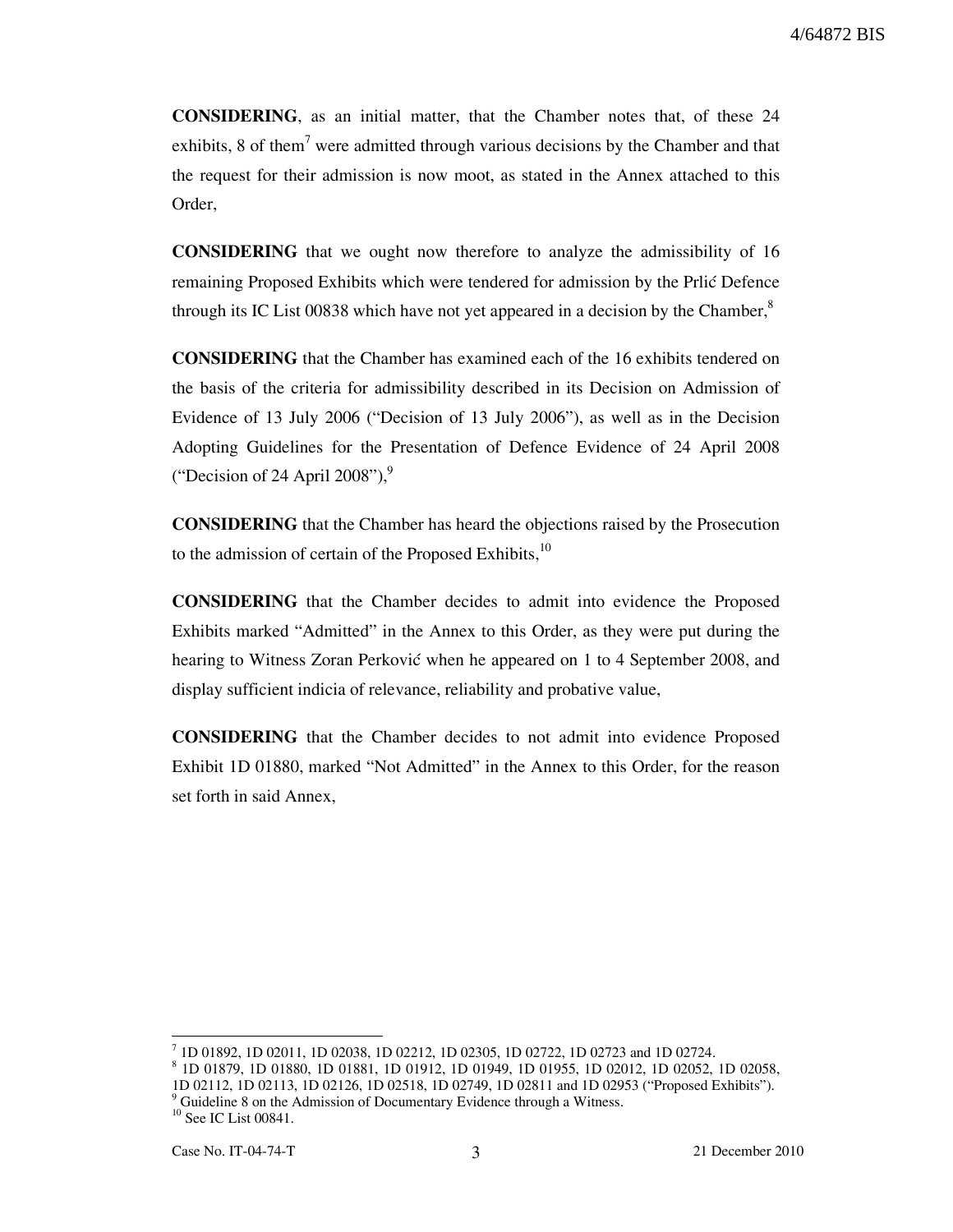**CONSIDERING**, as an initial matter, that the Chamber notes that, of these 24 exhibits, 8 of them[7] were admitted through various decisions by the Chamber and that the request for their admission is now moot, as stated in the Annex attached to this Order,

**CONSIDERING** that we ought now therefore to analyze the admissibility of 16 remaining Proposed Exhibits which were tendered for admission by the Prlić Defence through its IC List 00838 which have not yet appeared in a decision by the Chamber,[8]

**CONSIDERING** that the Chamber has examined each of the 16 exhibits tendered on the basis of the criteria for admissibility described in its Decision on Admission of Evidence of 13 July 2006 ("Decision of 13 July 2006"), as well as in the Decision Adopting Guidelines for the Presentation of Defence Evidence of 24 April 2008 ("Decision of 24 April 2008"),[9]

**CONSIDERING** that the Chamber has heard the objections raised by the Prosecution to the admission of certain of the Proposed Exhibits,[10]

**CONSIDERING** that the Chamber decides to admit into evidence the Proposed Exhibits marked "Admitted" in the Annex to this Order, as they were put during the hearing to Witness Zoran Perković when he appeared on 1 to 4 September 2008, and display sufficient indicia of relevance, reliability and probative value,

**CONSIDERING** that the Chamber decides to not admit into evidence Proposed Exhibit 1D 01880, marked "Not Admitted" in the Annex to this Order, for the reason set forth in said Annex,

---

[7] 1D 01892, 1D 02011, 1D 02038, 1D 02212, 1D 02305, 1D 02722, 1D 02723 and 1D 02724.

[8] 1D 01879, 1D 01880, 1D 01881, 1D 01912, 1D 01949, 1D 01955, 1D 02012, 1D 02052, 1D 02058, 1D 02112, 1D 02113, 1D 02126, 1D 02518, 1D 02749, 1D 02811 and 1D 02953 ("Proposed Exhibits").

[9] Guideline 8 on the Admission of Documentary Evidence through a Witness.

[10] See IC List 00841.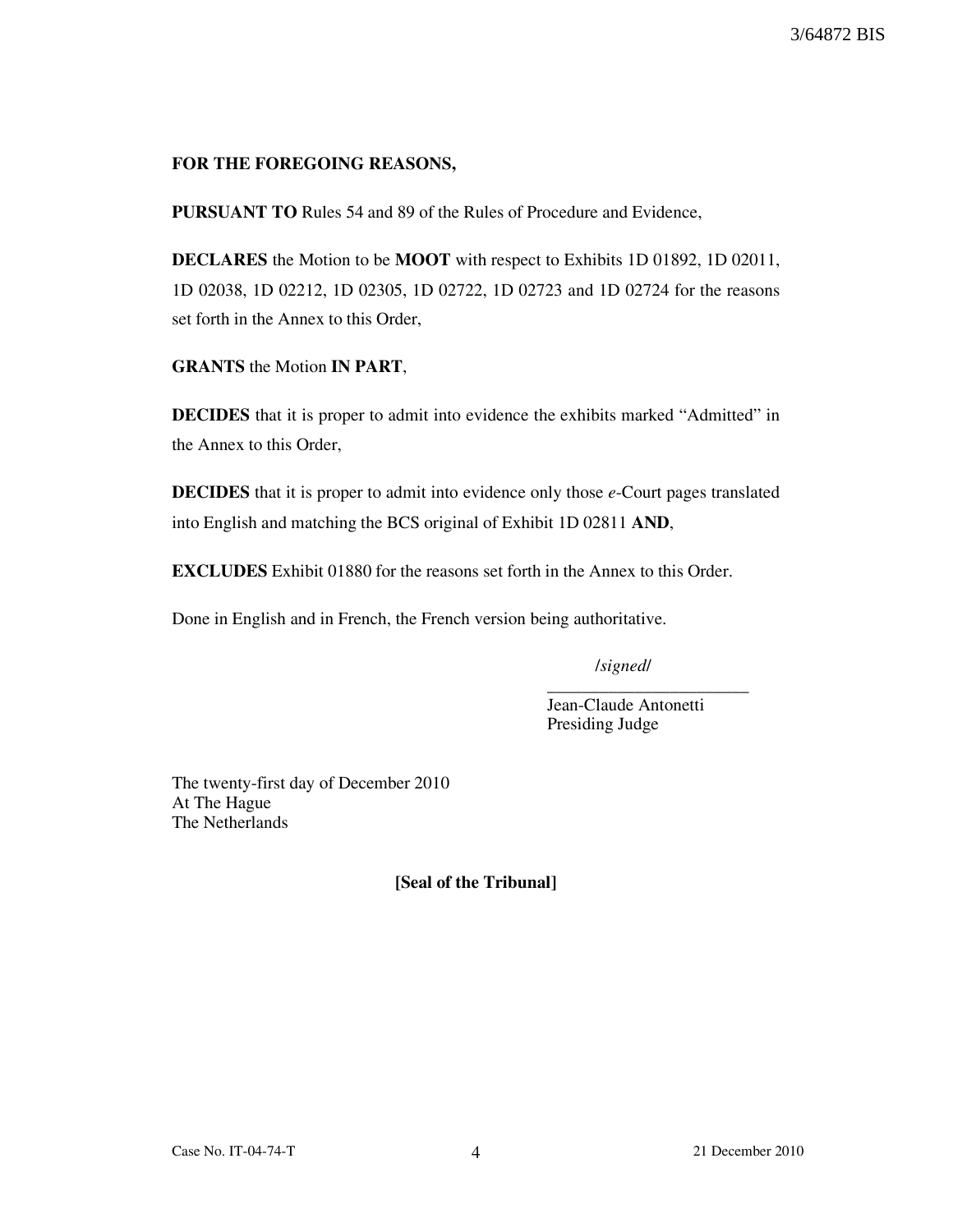**FOR THE FOREGOING REASONS,**

**PURSUANT TO** Rules 54 and 89 of the Rules of Procedure and Evidence,

**DECLARES** the Motion to be **MOOT** with respect to Exhibits 1D 01892, 1D 02011, 1D 02038, 1D 02212, 1D 02305, 1D 02722, 1D 02723 and 1D 02724 for the reasons set forth in the Annex to this Order,

**GRANTS** the Motion **IN PART**,

**DECIDES** that it is proper to admit into evidence the exhibits marked "Admitted" in the Annex to this Order,

**DECIDES** that it is proper to admit into evidence only those *e*-Court pages translated into English and matching the BCS original of Exhibit 1D 02811 **AND**,

**EXCLUDES** Exhibit 01880 for the reasons set forth in the Annex to this Order.

Done in English and in French, the French version being authoritative.

/*signed*/

Jean-Claude Antonetti
Presiding Judge

The twenty-first day of December 2010
At The Hague
The Netherlands

**[Seal of the Tribunal]**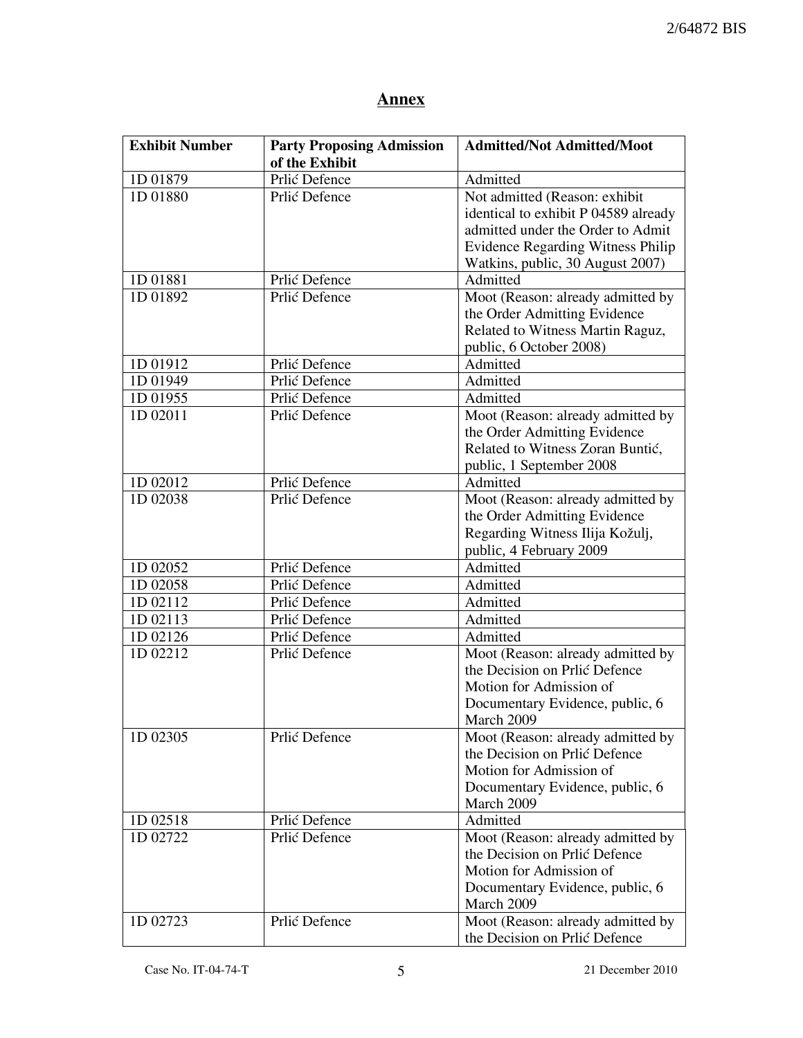# Annex

| Exhibit Number | Party Proposing Admission of the Exhibit | Admitted/Not Admitted/Moot |
|---|---|---|
| 1D 01879 | Prlić Defence | Admitted |
| 1D 01880 | Prlić Defence | Not admitted (Reason: exhibit identical to exhibit P 04589 already admitted under the Order to Admit Evidence Regarding Witness Philip Watkins, public, 30 August 2007) |
| 1D 01881 | Prlić Defence | Admitted |
| 1D 01892 | Prlić Defence | Moot (Reason: already admitted by the Order Admitting Evidence Related to Witness Martin Raguz, public, 6 October 2008) |
| 1D 01912 | Prlić Defence | Admitted |
| 1D 01949 | Prlić Defence | Admitted |
| 1D 01955 | Prlić Defence | Admitted |
| 1D 02011 | Prlić Defence | Moot (Reason: already admitted by the Order Admitting Evidence Related to Witness Zoran Buntić, public, 1 September 2008 |
| 1D 02012 | Prlić Defence | Admitted |
| 1D 02038 | Prlić Defence | Moot (Reason: already admitted by the Order Admitting Evidence Regarding Witness Ilija Kožulj, public, 4 February 2009 |
| 1D 02052 | Prlić Defence | Admitted |
| 1D 02058 | Prlić Defence | Admitted |
| 1D 02112 | Prlić Defence | Admitted |
| 1D 02113 | Prlić Defence | Admitted |
| 1D 02126 | Prlić Defence | Admitted |
| 1D 02212 | Prlić Defence | Moot (Reason: already admitted by the Decision on Prlić Defence Motion for Admission of Documentary Evidence, public, 6 March 2009 |
| 1D 02305 | Prlić Defence | Moot (Reason: already admitted by the Decision on Prlić Defence Motion for Admission of Documentary Evidence, public, 6 March 2009 |
| 1D 02518 | Prlić Defence | Admitted |
| 1D 02722 | Prlić Defence | Moot (Reason: already admitted by the Decision on Prlić Defence Motion for Admission of Documentary Evidence, public, 6 March 2009 |
| 1D 02723 | Prlić Defence | Moot (Reason: already admitted by the Decision on Prlić Defence |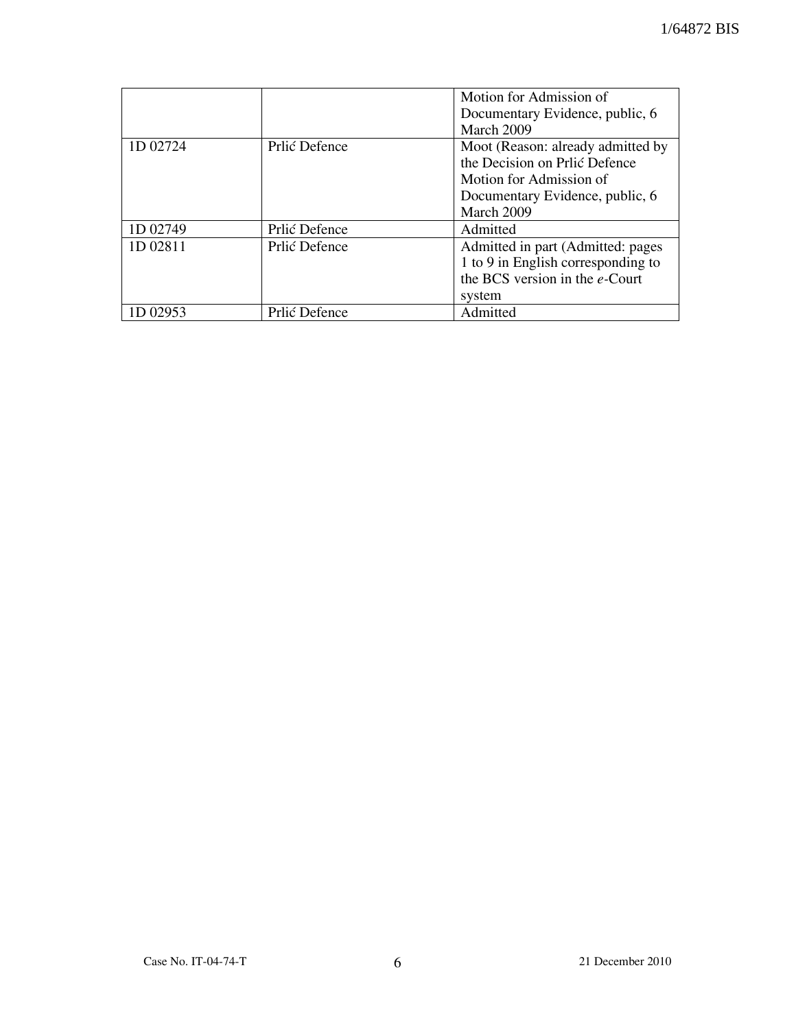| | | |
|---|---|---|
| | | Motion for Admission of Documentary Evidence, public, 6 March 2009 |
| 1D 02724 | Prlić Defence | Moot (Reason: already admitted by the Decision on Prlić Defence Motion for Admission of Documentary Evidence, public, 6 March 2009 |
| 1D 02749 | Prlić Defence | Admitted |
| 1D 02811 | Prlić Defence | Admitted in part (Admitted: pages 1 to 9 in English corresponding to the BCS version in the *e*-Court system |
| 1D 02953 | Prlić Defence | Admitted |